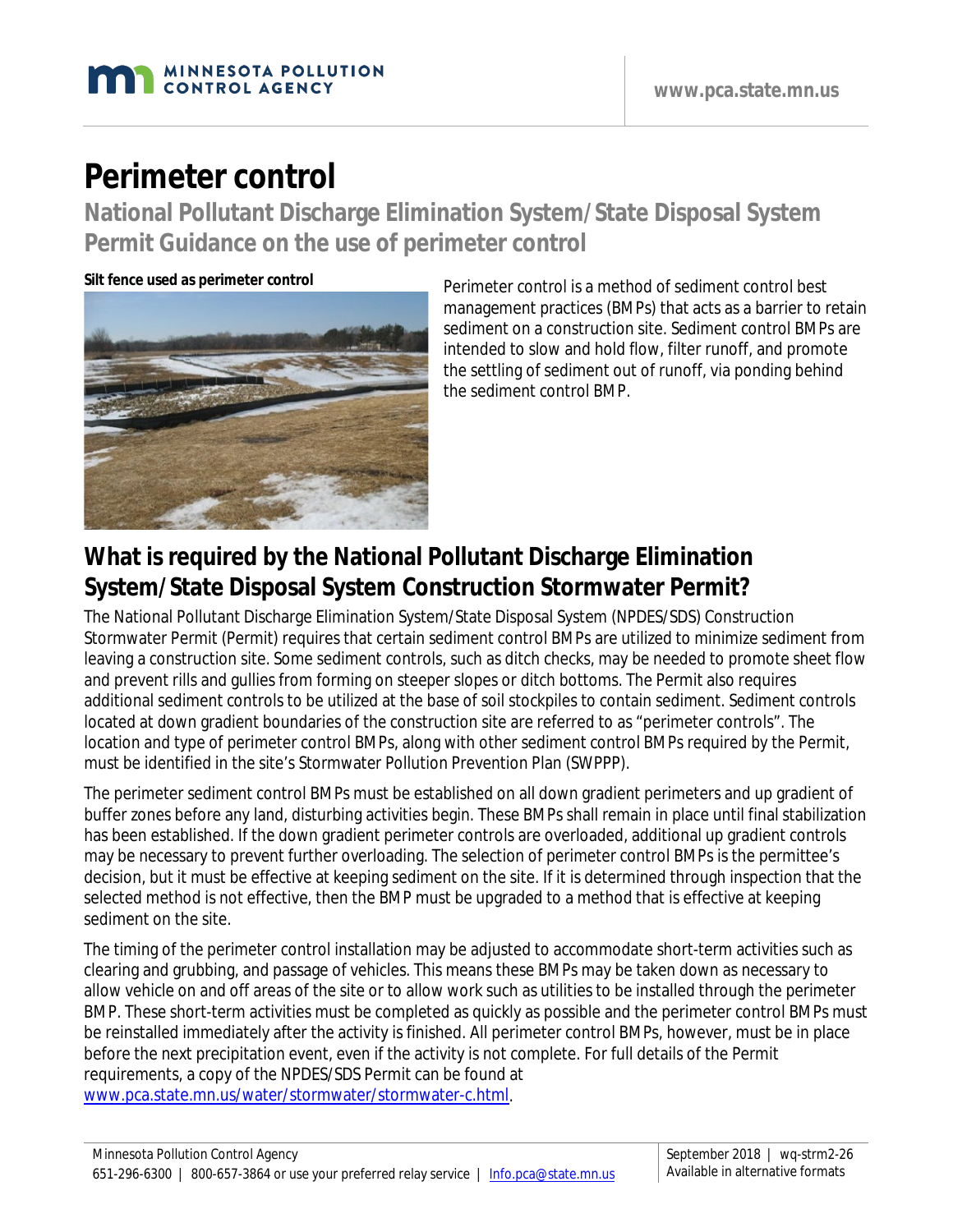# Perimeter control

## National Pollutant Discharge Elimination System/State Disposal System Permit Guidance on the use of perimeter control

**Silt fence used as perimeter control**

Perimeter control is a method of sediment control best management practices (BMPs) that acts as a barrier to retain sediment on a construction site. Sediment control BMPs are intended to slow and hold flow, filter runoff, and promote the settling of sediment out of runoff, via ponding behind the sediment control BMP.

## What is required by the National Pollutant Discharge Elimination System/State Disposal System Construction Stormwater Permit?

The National Pollutant Discharge Elimination System/State Disposal System (NPDES/SDS) Construction Stormwater Permit (Permit) requires that certain sediment control BMPs are utilized to minimize sediment from leaving a construction site. Some sediment controls, such as ditch checks, may be needed to promote sheet flow and prevent rills and gullies from forming on steeper slopes or ditch bottoms. The Permit also requires additional sediment controls to be utilized at the base of soil stockpiles to contain sediment. Sediment controls located at down gradient boundaries of the construction site are referred to as "perimeter controls". The location and type of perimeter control BMPs, along with other sediment control BMPs required by the Permit, must be identified in the site's Stormwater Pollution Prevention Plan (SWPPP).

The perimeter sediment control BMPs must be established on all down gradient perimeters and up gradient of buffer zones before any land, disturbing activities begin. These BMPs shall remain in place until final stabilization has been established. If the down gradient perimeter controls are overloaded, additional up gradient controls may be necessary to prevent further overloading. The selection of perimeter control BMPs is the permittee's decision, but it must be effective at keeping sediment on the site. If it is determined through inspection that the selected method is not effective, then the BMP must be upgraded to a method that is effective at keeping sediment on the site.

The timing of the perimeter control installation may be adjusted to accommodate short-term activities such as clearing and grubbing, and passage of vehicles. This means these BMPs may be taken down as necessary to allow vehicle on and off areas of the site or to allow work such as utilities to be installed through the perimeter BMP. These short-term activities must be completed as quickly as possible and the perimeter control BMPs must be reinstalled immediately after the activity is finished. All perimeter control BMPs, however, must be in place before the next precipitation event, even if the activity is not complete. For full details of the Permit requirements, a copy of the NPDES/SDS Permit can be found at www.pca.state.mn.us/water/stormwater/stormwater-c.html.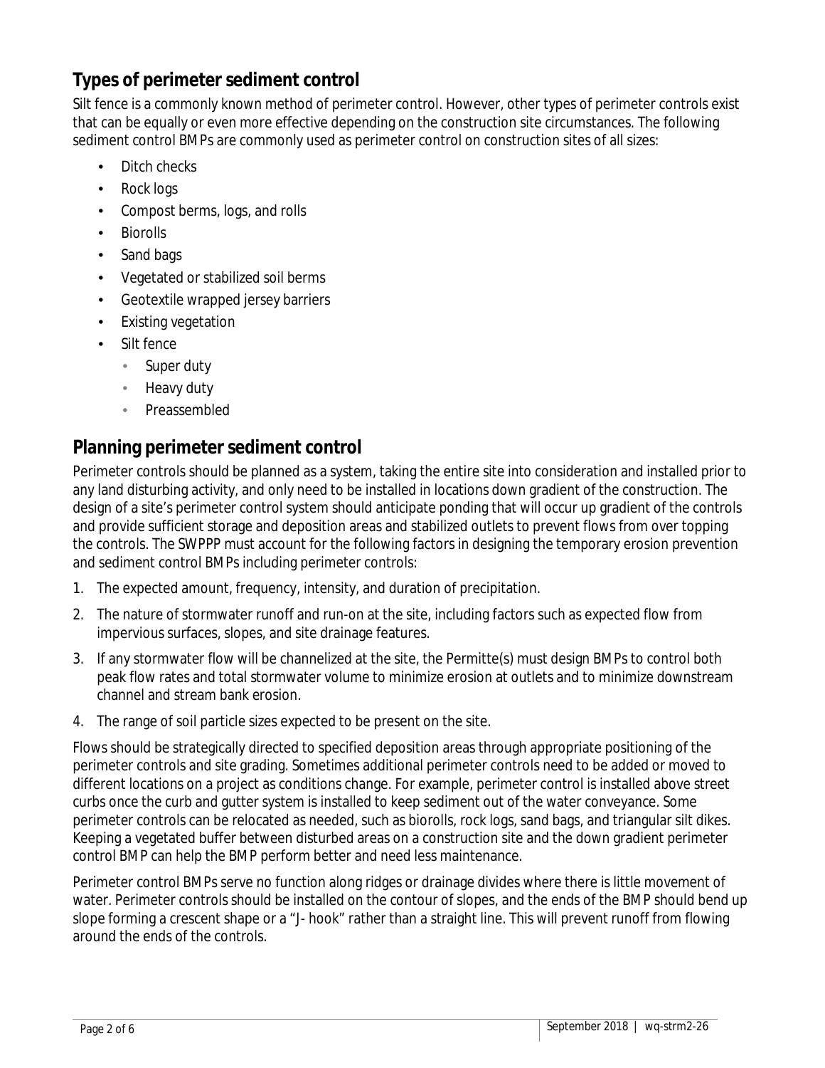## Types of perimeter sediment control

Silt fence is a commonly known method of perimeter control. However, other types of perimeter controls exist that can be equally or even more effective depending on the construction site circumstances. The following sediment control BMPs are commonly used as perimeter control on construction sites of all sizes:

- Ditch checks
- Rock logs
- Compost berms, logs, and rolls
- Biorolls
- Sand bags
- Vegetated or stabilized soil berms
- Geotextile wrapped jersey barriers
- Existing vegetation
- Silt fence
  - Super duty
  - Heavy duty
  - Preassembled

## Planning perimeter sediment control

Perimeter controls should be planned as a system, taking the entire site into consideration and installed prior to any land disturbing activity, and only need to be installed in locations down gradient of the construction. The design of a site's perimeter control system should anticipate ponding that will occur up gradient of the controls and provide sufficient storage and deposition areas and stabilized outlets to prevent flows from over topping the controls. The SWPPP must account for the following factors in designing the temporary erosion prevention and sediment control BMPs including perimeter controls:

1. The expected amount, frequency, intensity, and duration of precipitation.
2. The nature of stormwater runoff and run-on at the site, including factors such as expected flow from impervious surfaces, slopes, and site drainage features.
3. If any stormwater flow will be channelized at the site, the Permitte(s) must design BMPs to control both peak flow rates and total stormwater volume to minimize erosion at outlets and to minimize downstream channel and stream bank erosion.
4. The range of soil particle sizes expected to be present on the site.

Flows should be strategically directed to specified deposition areas through appropriate positioning of the perimeter controls and site grading. Sometimes additional perimeter controls need to be added or moved to different locations on a project as conditions change. For example, perimeter control is installed above street curbs once the curb and gutter system is installed to keep sediment out of the water conveyance. Some perimeter controls can be relocated as needed, such as biorolls, rock logs, sand bags, and triangular silt dikes. Keeping a vegetated buffer between disturbed areas on a construction site and the down gradient perimeter control BMP can help the BMP perform better and need less maintenance.

Perimeter control BMPs serve no function along ridges or drainage divides where there is little movement of water. Perimeter controls should be installed on the contour of slopes, and the ends of the BMP should bend up slope forming a crescent shape or a "J- hook" rather than a straight line. This will prevent runoff from flowing around the ends of the controls.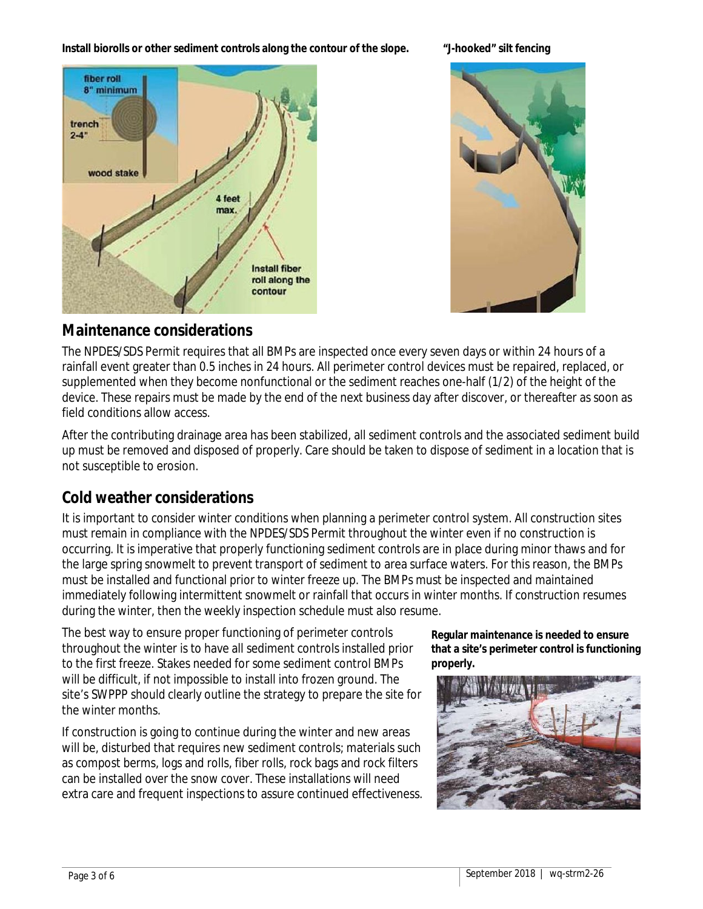**Install biorolls or other sediment controls along the contour of the slope.**

**"J-hooked" silt fencing**

## Maintenance considerations

The NPDES/SDS Permit requires that all BMPs are inspected once every seven days or within 24 hours of a rainfall event greater than 0.5 inches in 24 hours. All perimeter control devices must be repaired, replaced, or supplemented when they become nonfunctional or the sediment reaches one-half (1/2) of the height of the device. These repairs must be made by the end of the next business day after discover, or thereafter as soon as field conditions allow access.

After the contributing drainage area has been stabilized, all sediment controls and the associated sediment build up must be removed and disposed of properly. Care should be taken to dispose of sediment in a location that is not susceptible to erosion.

## Cold weather considerations

It is important to consider winter conditions when planning a perimeter control system. All construction sites must remain in compliance with the NPDES/SDS Permit throughout the winter even if no construction is occurring. It is imperative that properly functioning sediment controls are in place during minor thaws and for the large spring snowmelt to prevent transport of sediment to area surface waters. For this reason, the BMPs must be installed and functional prior to winter freeze up. The BMPs must be inspected and maintained immediately following intermittent snowmelt or rainfall that occurs in winter months. If construction resumes during the winter, then the weekly inspection schedule must also resume.

The best way to ensure proper functioning of perimeter controls throughout the winter is to have all sediment controls installed prior to the first freeze. Stakes needed for some sediment control BMPs will be difficult, if not impossible to install into frozen ground. The site's SWPPP should clearly outline the strategy to prepare the site for the winter months.

If construction is going to continue during the winter and new areas will be, disturbed that requires new sediment controls; materials such as compost berms, logs and rolls, fiber rolls, rock bags and rock filters can be installed over the snow cover. These installations will need extra care and frequent inspections to assure continued effectiveness.

**Regular maintenance is needed to ensure that a site's perimeter control is functioning properly.**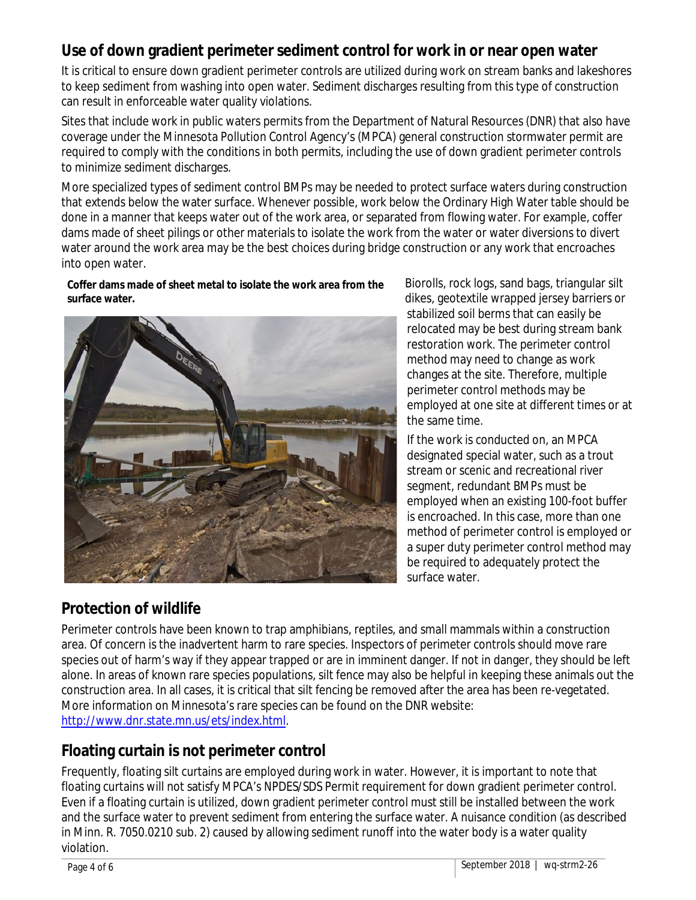## Use of down gradient perimeter sediment control for work in or near open water

It is critical to ensure down gradient perimeter controls are utilized during work on stream banks and lakeshores to keep sediment from washing into open water. Sediment discharges resulting from this type of construction can result in enforceable water quality violations.

Sites that include work in public waters permits from the Department of Natural Resources (DNR) that also have coverage under the Minnesota Pollution Control Agency's (MPCA) general construction stormwater permit are required to comply with the conditions in both permits, including the use of down gradient perimeter controls to minimize sediment discharges.

More specialized types of sediment control BMPs may be needed to protect surface waters during construction that extends below the water surface. Whenever possible, work below the Ordinary High Water table should be done in a manner that keeps water out of the work area, or separated from flowing water. For example, coffer dams made of sheet pilings or other materials to isolate the work from the water or water diversions to divert water around the work area may be the best choices during bridge construction or any work that encroaches into open water.

**Coffer dams made of sheet metal to isolate the work area from the surface water.**

Biorolls, rock logs, sand bags, triangular silt dikes, geotextile wrapped jersey barriers or stabilized soil berms that can easily be relocated may be best during stream bank restoration work. The perimeter control method may need to change as work changes at the site. Therefore, multiple perimeter control methods may be employed at one site at different times or at the same time.

If the work is conducted on, an MPCA designated special water, such as a trout stream or scenic and recreational river segment, redundant BMPs must be employed when an existing 100-foot buffer is encroached. In this case, more than one method of perimeter control is employed or a super duty perimeter control method may be required to adequately protect the surface water.

## Protection of wildlife

Perimeter controls have been known to trap amphibians, reptiles, and small mammals within a construction area. Of concern is the inadvertent harm to rare species. Inspectors of perimeter controls should move rare species out of harm's way if they appear trapped or are in imminent danger. If not in danger, they should be left alone. In areas of known rare species populations, silt fence may also be helpful in keeping these animals out the construction area. In all cases, it is critical that silt fencing be removed after the area has been re-vegetated. More information on Minnesota's rare species can be found on the DNR website: http://www.dnr.state.mn.us/ets/index.html.

## Floating curtain is not perimeter control

Frequently, floating silt curtains are employed during work in water. However, it is important to note that floating curtains will not satisfy MPCA's NPDES/SDS Permit requirement for down gradient perimeter control. Even if a floating curtain is utilized, down gradient perimeter control must still be installed between the work and the surface water to prevent sediment from entering the surface water. A nuisance condition (as described in Minn. R. 7050.0210 sub. 2) caused by allowing sediment runoff into the water body is a water quality violation.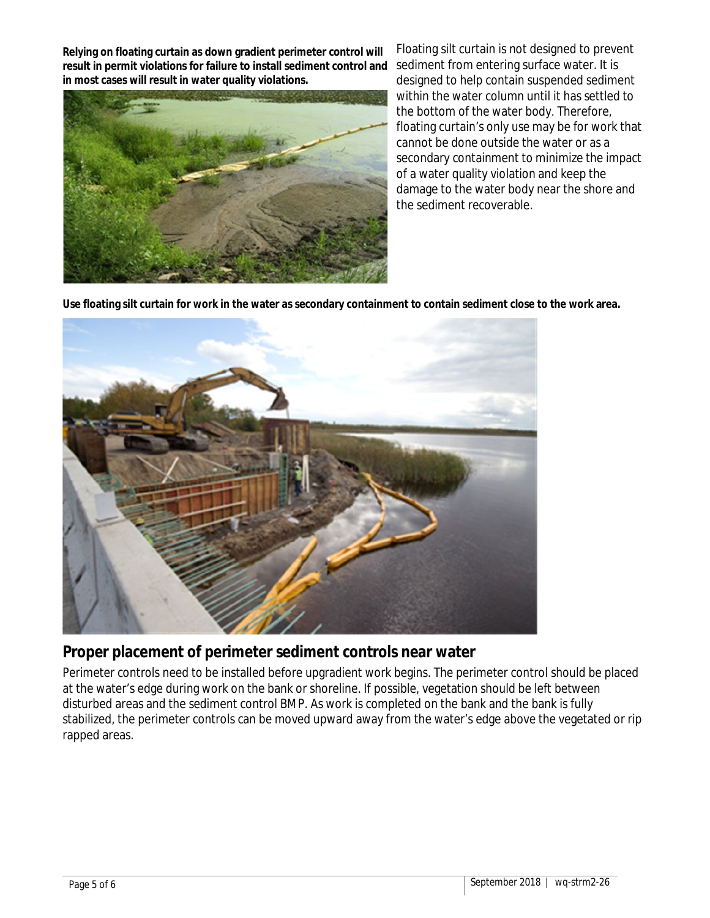**Relying on floating curtain as down gradient perimeter control will result in permit violations for failure to install sediment control and in most cases will result in water quality violations.**

Floating silt curtain is not designed to prevent sediment from entering surface water. It is designed to help contain suspended sediment within the water column until it has settled to the bottom of the water body. Therefore, floating curtain's only use may be for work that cannot be done outside the water or as a secondary containment to minimize the impact of a water quality violation and keep the damage to the water body near the shore and the sediment recoverable.

**Use floating silt curtain for work in the water as secondary containment to contain sediment close to the work area.**

## Proper placement of perimeter sediment controls near water

Perimeter controls need to be installed before upgradient work begins. The perimeter control should be placed at the water's edge during work on the bank or shoreline. If possible, vegetation should be left between disturbed areas and the sediment control BMP. As work is completed on the bank and the bank is fully stabilized, the perimeter controls can be moved upward away from the water's edge above the vegetated or rip rapped areas.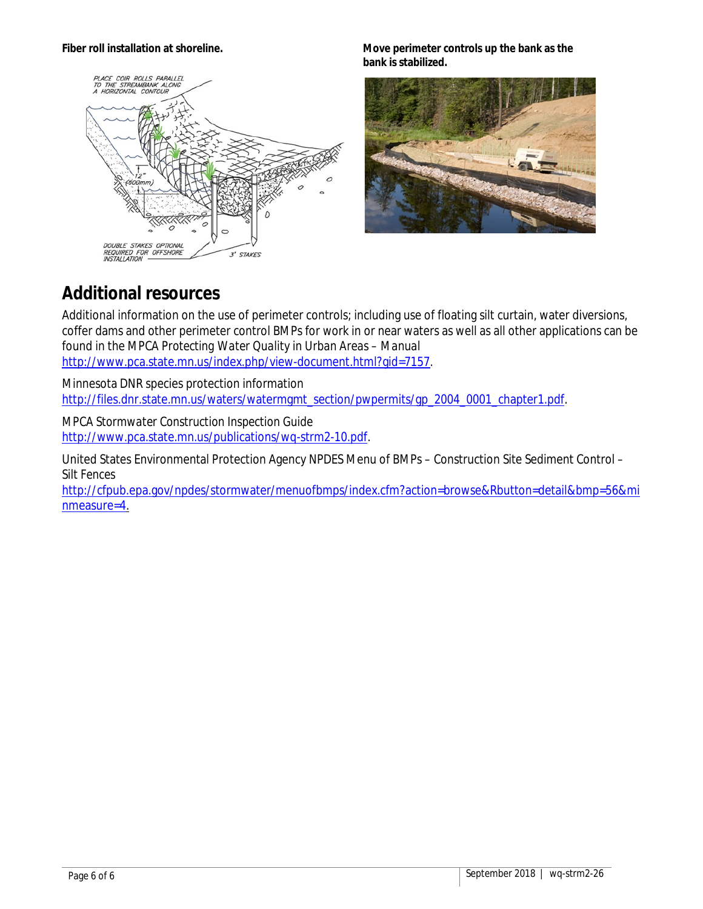**Fiber roll installation at shoreline.**

PLACE COIR ROLLS PARALLEL TO THE STREAMBANK ALONG A HORIZONTAL CONTOUR

12" (300mm)

DOUBLE STAKES OPTIONAL REQUIRED FOR OFFSHORE INSTALLATION

3' STAKES

**Move perimeter controls up the bank as the bank is stabilized.**

## Additional resources

Additional information on the use of perimeter controls; including use of floating silt curtain, water diversions, coffer dams and other perimeter control BMPs for work in or near waters as well as all other applications can be found in the MPCA Protecting Water Quality in Urban Areas – Manual http://www.pca.state.mn.us/index.php/view-document.html?gid=7157.

Minnesota DNR species protection information http://files.dnr.state.mn.us/waters/watermgmt_section/pwpermits/gp_2004_0001_chapter1.pdf.

MPCA Stormwater Construction Inspection Guide http://www.pca.state.mn.us/publications/wq-strm2-10.pdf.

United States Environmental Protection Agency NPDES Menu of BMPs – Construction Site Sediment Control – Silt Fences http://cfpub.epa.gov/npdes/stormwater/menuofbmps/index.cfm?action=browse&Rbutton=detail&bmp=56&minmeasure=4.